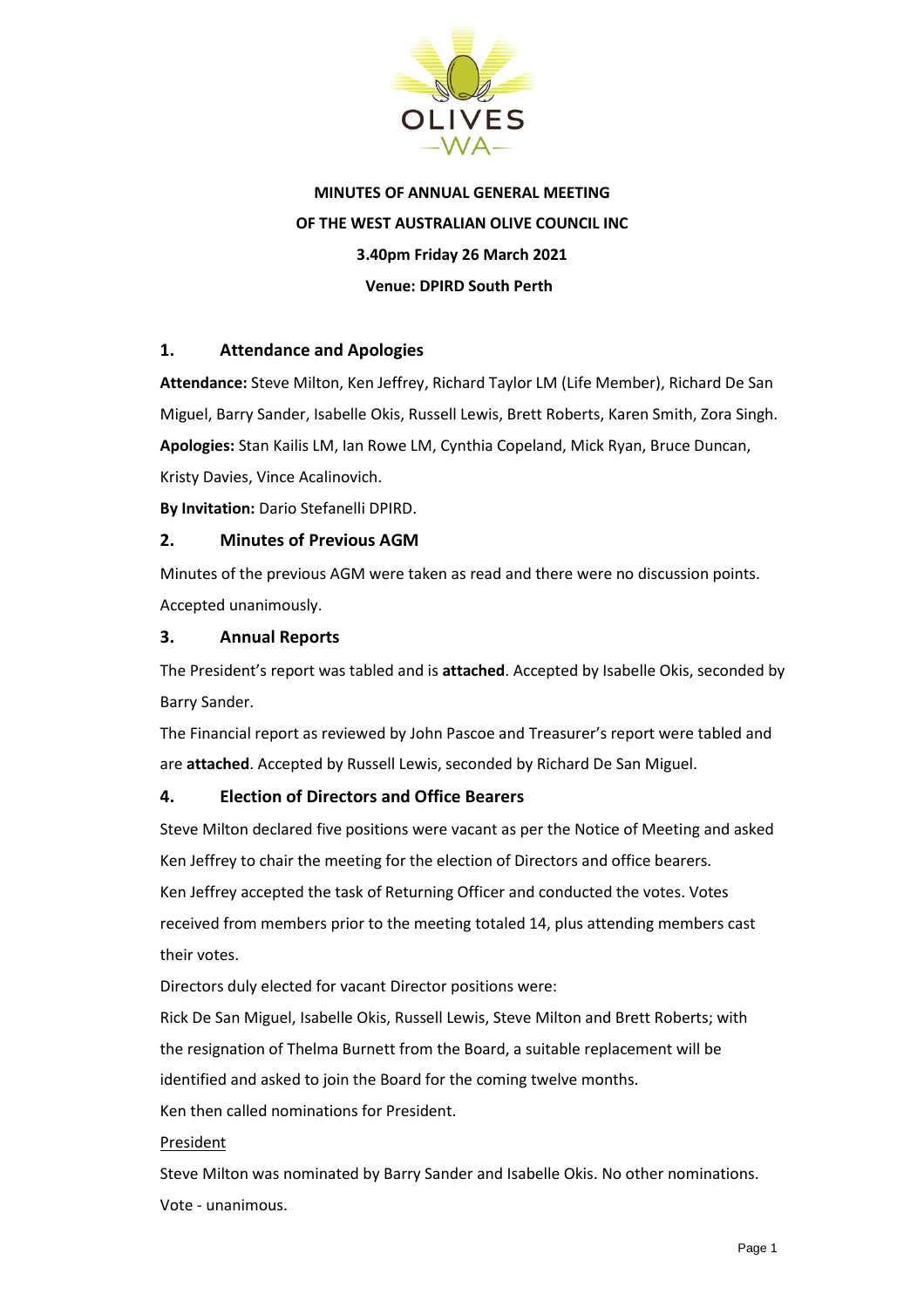**MINUTES OF ANNUAL GENERAL MEETING**

**OF THE WEST AUSTRALIAN OLIVE COUNCIL INC**

**3.40pm Friday 26 March 2021**

**Venue: DPIRD South Perth**

## 1. Attendance and Apologies

**Attendance:** Steve Milton, Ken Jeffrey, Richard Taylor LM (Life Member), Richard De San Miguel, Barry Sander, Isabelle Okis, Russell Lewis, Brett Roberts, Karen Smith, Zora Singh.

**Apologies:** Stan Kailis LM, Ian Rowe LM, Cynthia Copeland, Mick Ryan, Bruce Duncan, Kristy Davies, Vince Acalinovich.

**By Invitation:** Dario Stefanelli DPIRD.

## 2. Minutes of Previous AGM

Minutes of the previous AGM were taken as read and there were no discussion points. Accepted unanimously.

## 3. Annual Reports

The President's report was tabled and is **attached**. Accepted by Isabelle Okis, seconded by Barry Sander.

The Financial report as reviewed by John Pascoe and Treasurer's report were tabled and are **attached**. Accepted by Russell Lewis, seconded by Richard De San Miguel.

## 4. Election of Directors and Office Bearers

Steve Milton declared five positions were vacant as per the Notice of Meeting and asked Ken Jeffrey to chair the meeting for the election of Directors and office bearers.

Ken Jeffrey accepted the task of Returning Officer and conducted the votes. Votes received from members prior to the meeting totaled 14, plus attending members cast their votes.

Directors duly elected for vacant Director positions were:

Rick De San Miguel, Isabelle Okis, Russell Lewis, Steve Milton and Brett Roberts; with the resignation of Thelma Burnett from the Board, a suitable replacement will be identified and asked to join the Board for the coming twelve months.

Ken then called nominations for President.

<u>President</u>

Steve Milton was nominated by Barry Sander and Isabelle Okis. No other nominations. Vote - unanimous.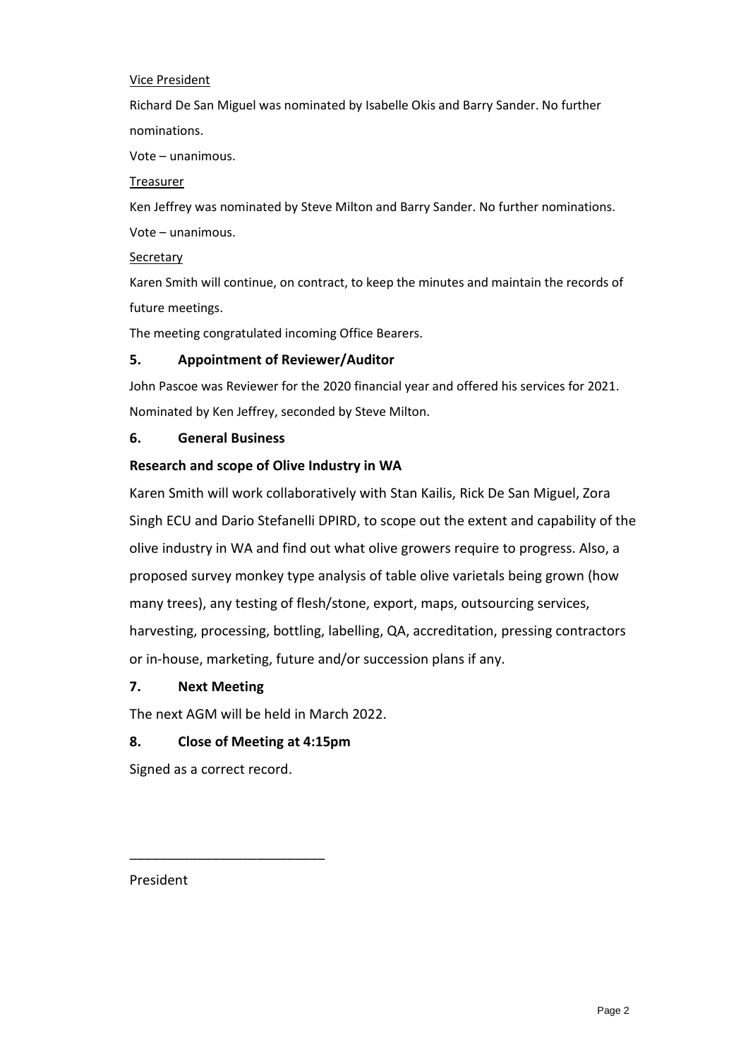Vice President

Richard De San Miguel was nominated by Isabelle Okis and Barry Sander. No further nominations.

Vote – unanimous.

Treasurer

Ken Jeffrey was nominated by Steve Milton and Barry Sander. No further nominations.

Vote – unanimous.

Secretary

Karen Smith will continue, on contract, to keep the minutes and maintain the records of future meetings.

The meeting congratulated incoming Office Bearers.

## 5. Appointment of Reviewer/Auditor

John Pascoe was Reviewer for the 2020 financial year and offered his services for 2021. Nominated by Ken Jeffrey, seconded by Steve Milton.

## 6. General Business

**Research and scope of Olive Industry in WA**

Karen Smith will work collaboratively with Stan Kailis, Rick De San Miguel, Zora Singh ECU and Dario Stefanelli DPIRD, to scope out the extent and capability of the olive industry in WA and find out what olive growers require to progress. Also, a proposed survey monkey type analysis of table olive varietals being grown (how many trees), any testing of flesh/stone, export, maps, outsourcing services, harvesting, processing, bottling, labelling, QA, accreditation, pressing contractors or in-house, marketing, future and/or succession plans if any.

## 7. Next Meeting

The next AGM will be held in March 2022.

## 8. Close of Meeting at 4:15pm

Signed as a correct record.

\_\_\_\_\_\_\_\_\_\_\_\_\_\_\_\_\_\_\_\_\_\_\_\_\_\_

President